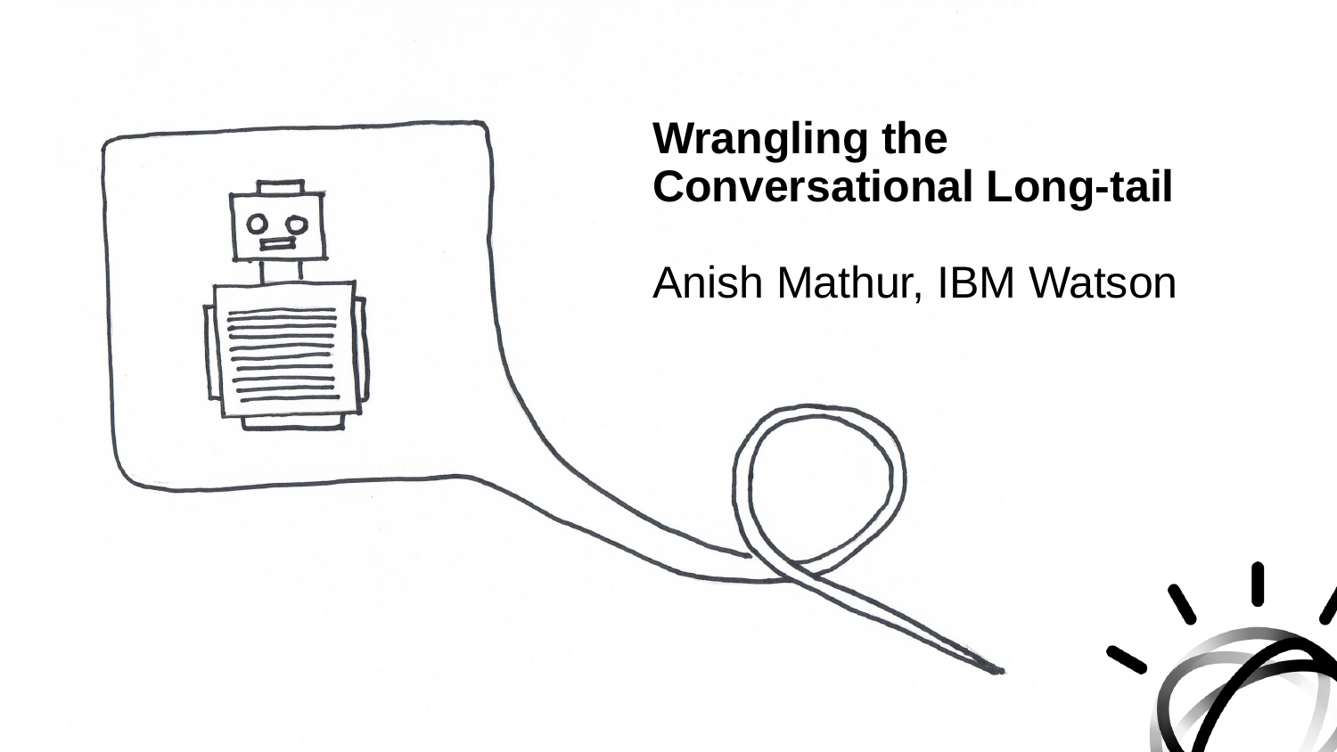# Wrangling the Conversational Long-tail

Anish Mathur, IBM Watson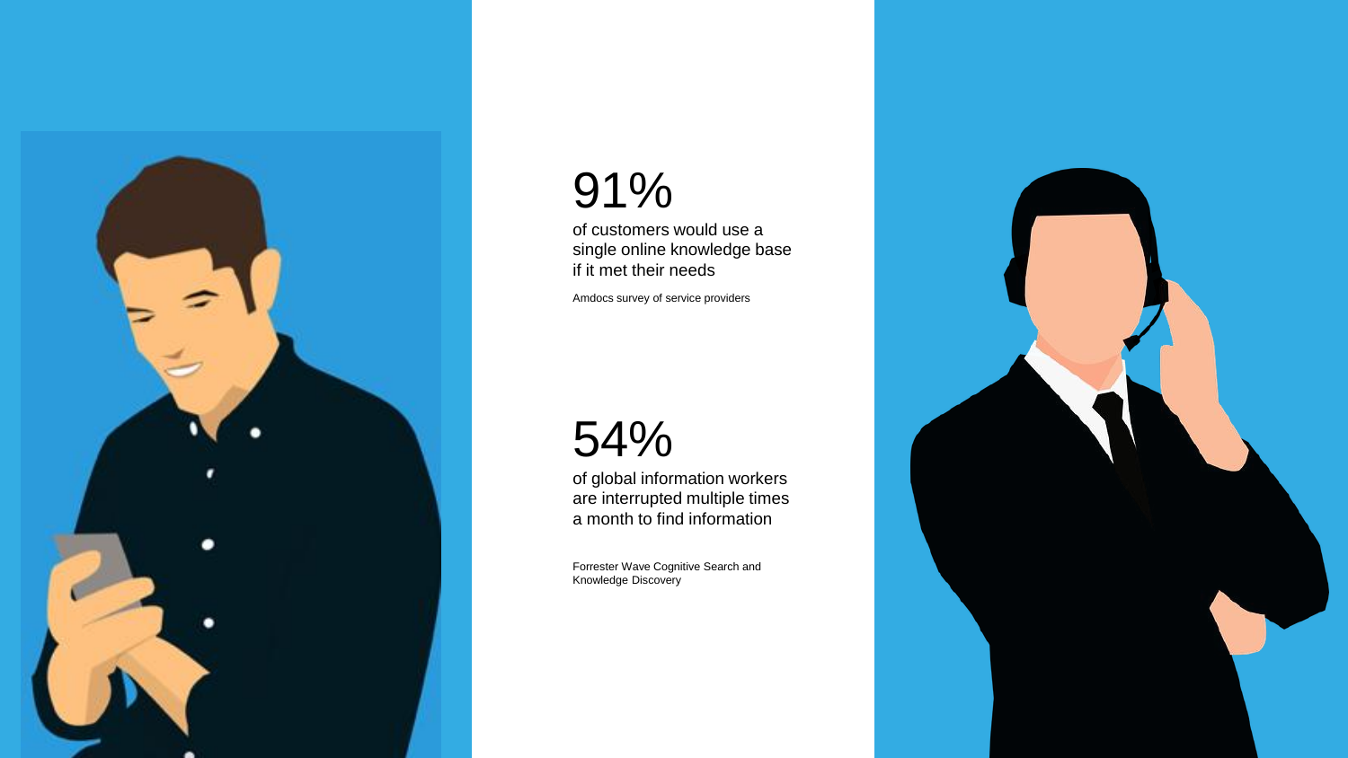# 91%

of customers would use a single online knowledge base if it met their needs

Amdocs survey of service providers

# 54%

of global information workers are interrupted multiple times a month to find information

Forrester Wave Cognitive Search and Knowledge Discovery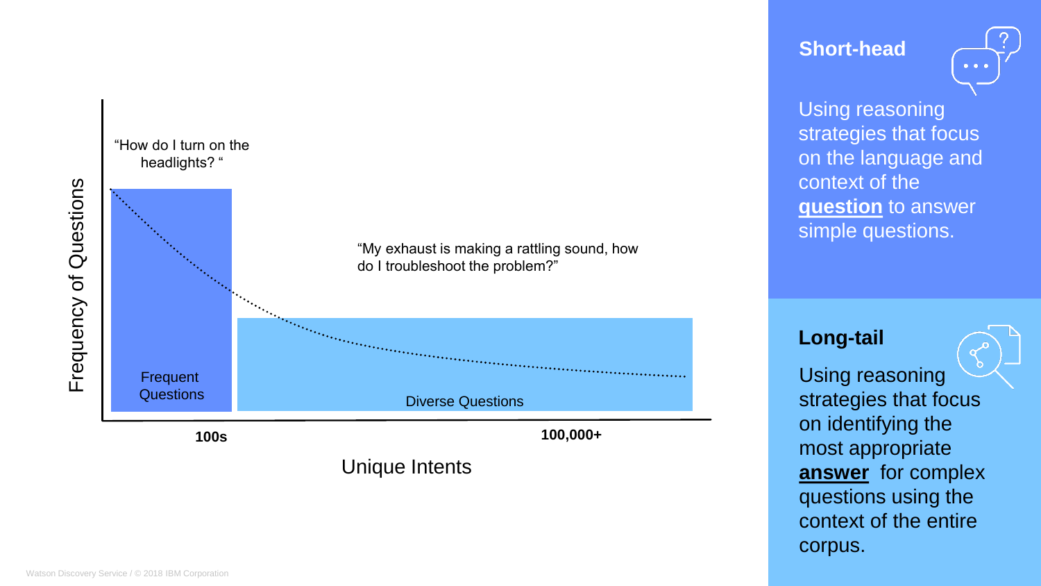Frequency of Questions

"How do I turn on the headlights? "

"My exhaust is making a rattling sound, how do I troubleshoot the problem?"

Frequent Questions

Diverse Questions

**100s**

**100,000+**

Unique Intents

## Short-head

Using reasoning strategies that focus on the language and context of the **question** to answer simple questions.

## Long-tail

Using reasoning strategies that focus on identifying the most appropriate **answer** for complex questions using the context of the entire corpus.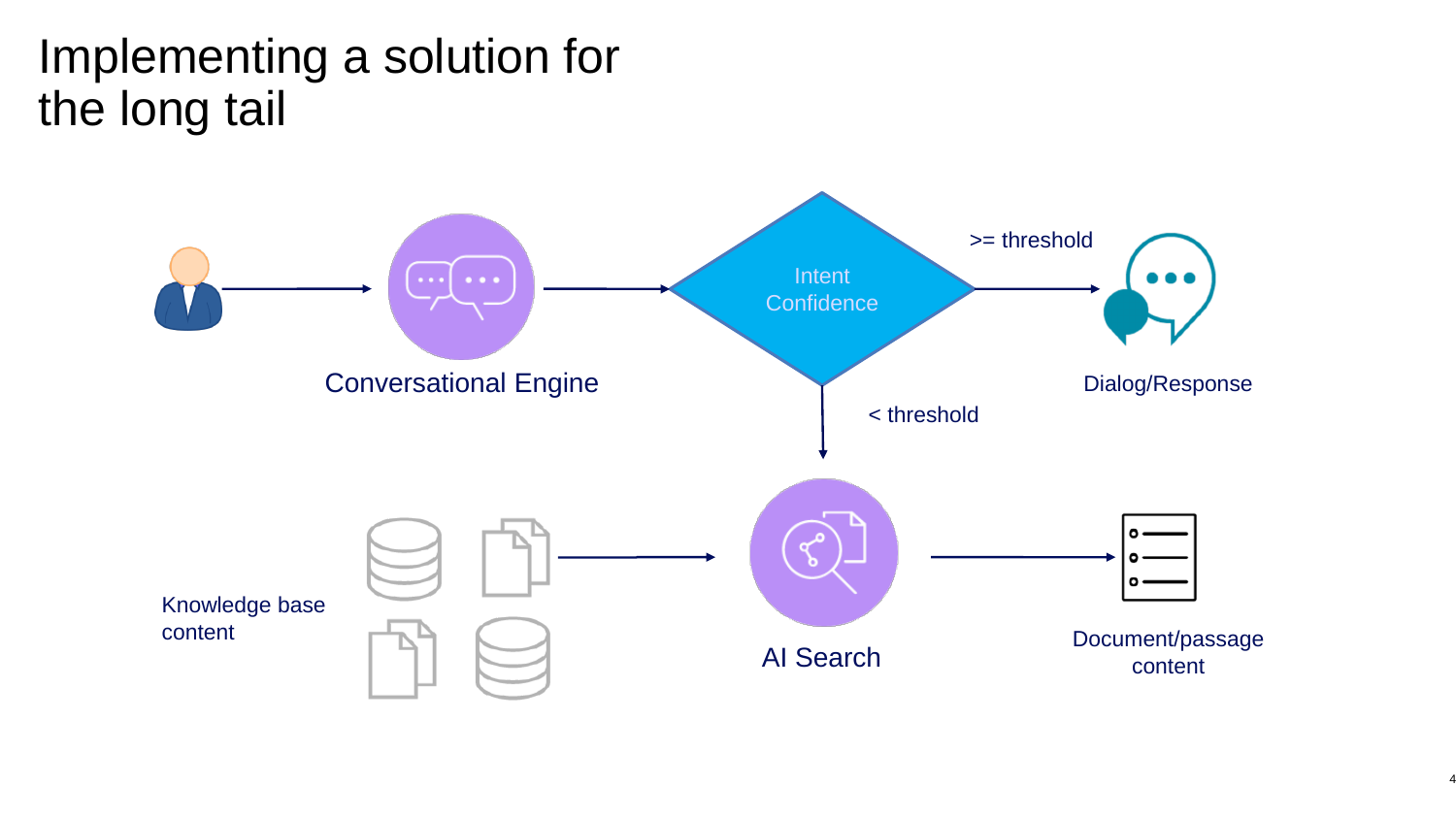# Implementing a solution for the long tail

Conversational Engine

Intent Confidence

>= threshold

Dialog/Response

< threshold

Knowledge base content

AI Search

Document/passage content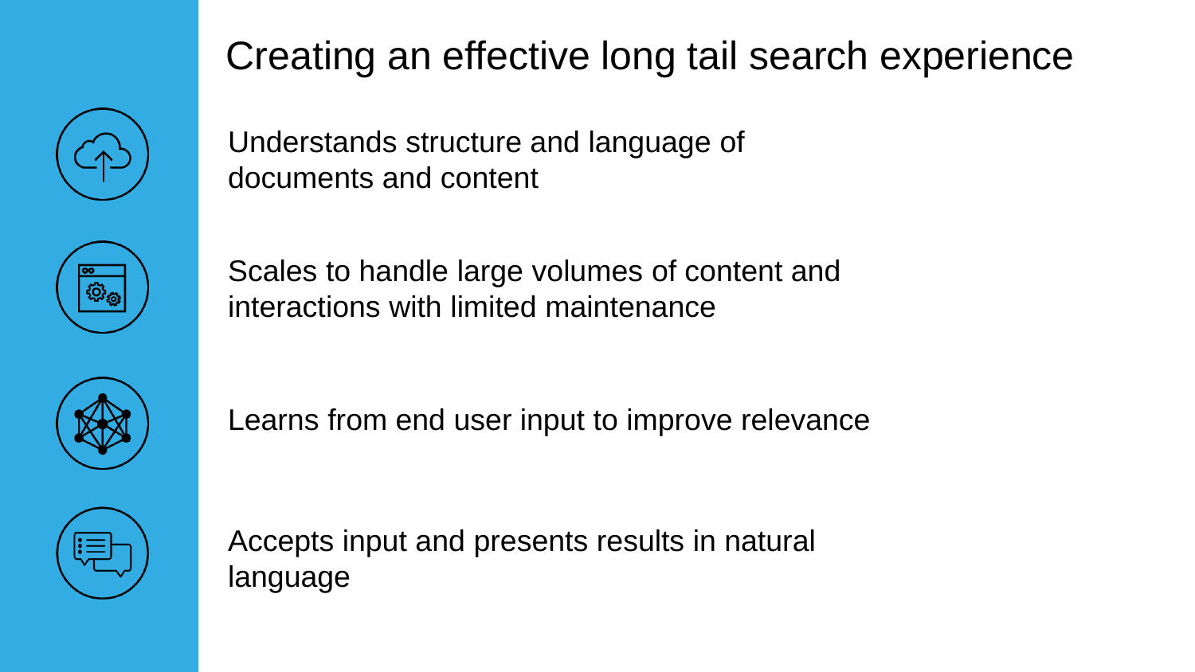# Creating an effective long tail search experience

- Understands structure and language of documents and content
- Scales to handle large volumes of content and interactions with limited maintenance
- Learns from end user input to improve relevance
- Accepts input and presents results in natural language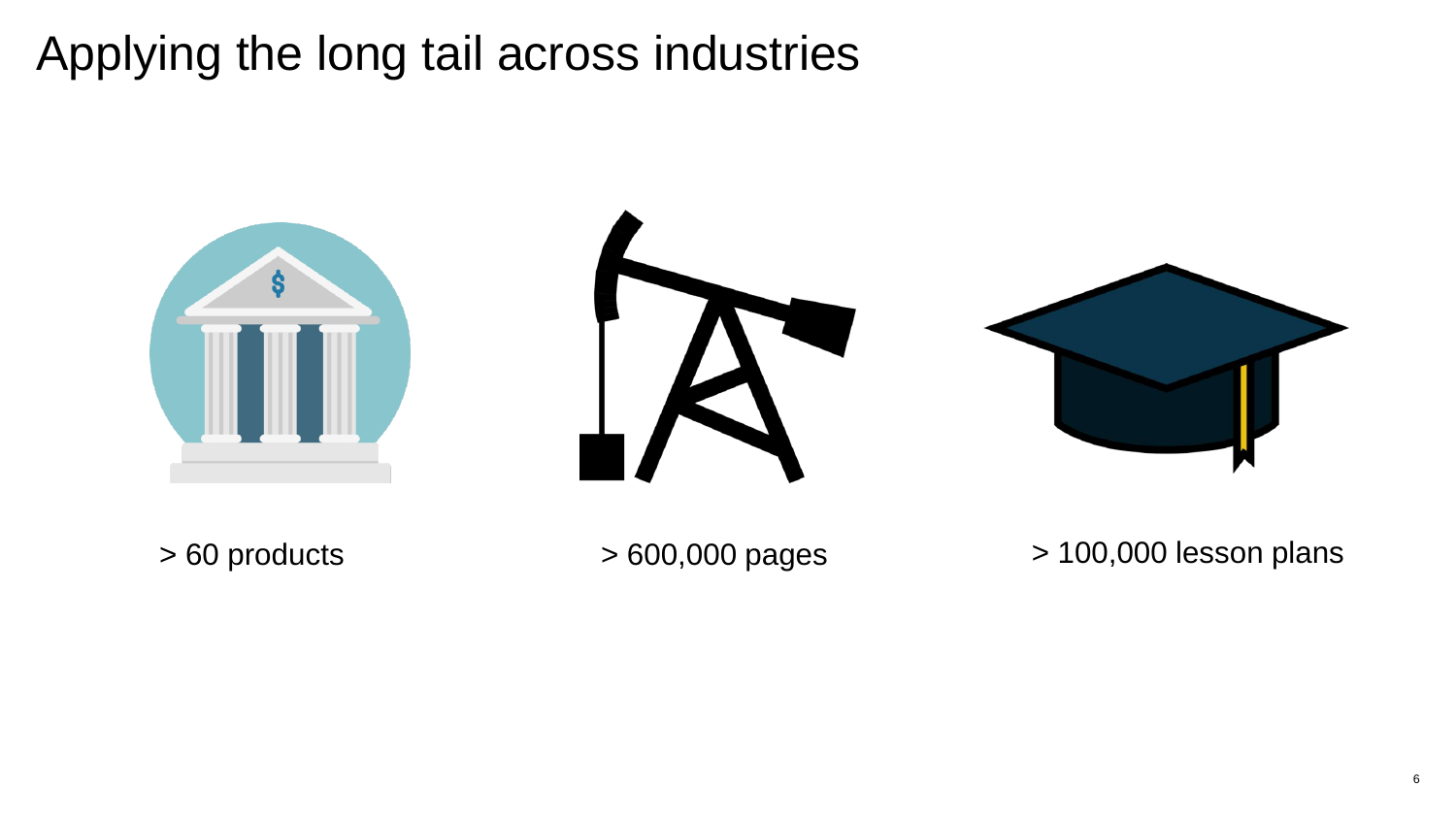# Applying the long tail across industries

> 60 products

> 600,000 pages

> 100,000 lesson plans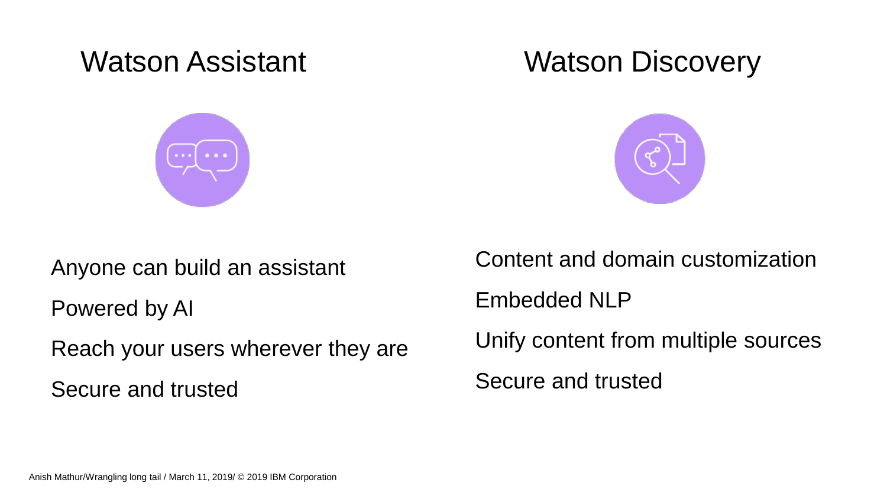## Watson Assistant

- Anyone can build an assistant
- Powered by AI
- Reach your users wherever they are
- Secure and trusted

## Watson Discovery

- Content and domain customization
- Embedded NLP
- Unify content from multiple sources
- Secure and trusted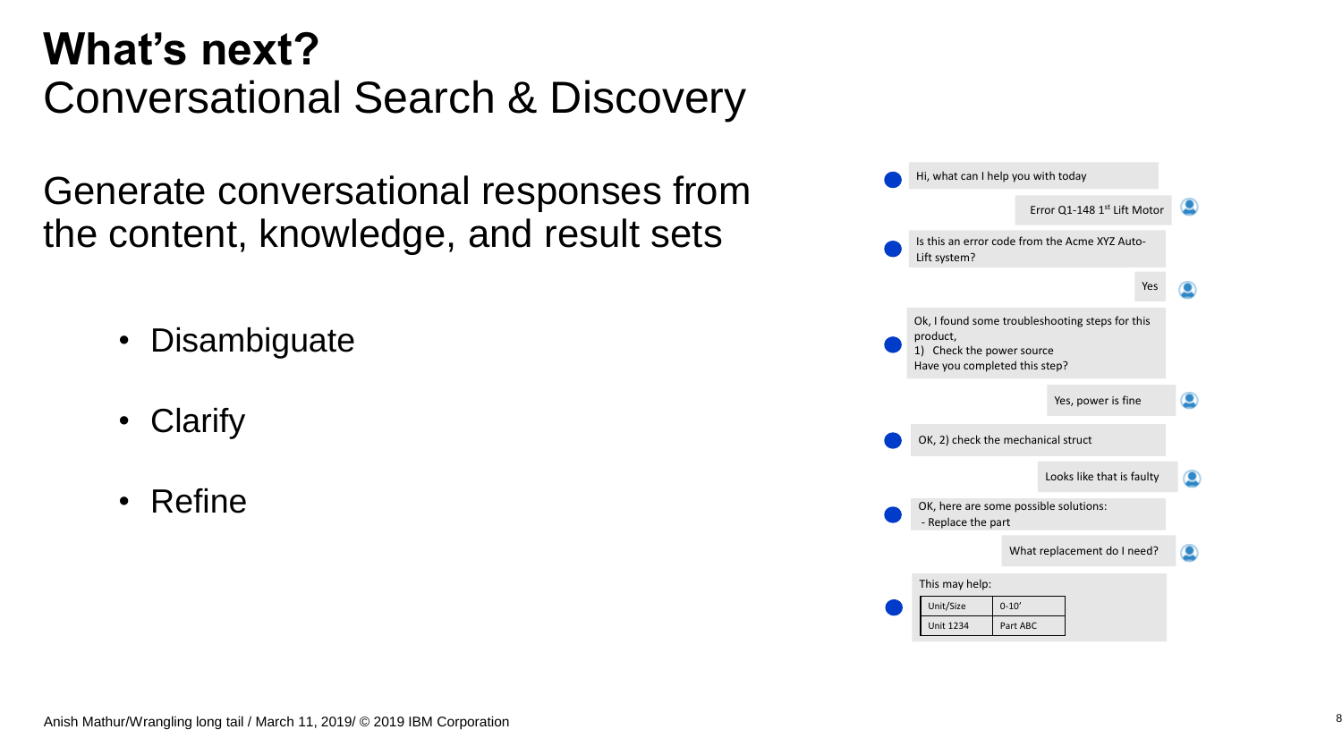# What's next?

## Conversational Search & Discovery

Generate conversational responses from the content, knowledge, and result sets

- Disambiguate
- Clarify
- Refine

Hi, what can I help you with today

Error Q1-148 1st Lift Motor

Is this an error code from the Acme XYZ Auto-Lift system?

Yes

Ok, I found some troubleshooting steps for this product,
1) Check the power source
Have you completed this step?

Yes, power is fine

OK, 2) check the mechanical struct

Looks like that is faulty

OK, here are some possible solutions:
- Replace the part

What replacement do I need?

This may help:

| Unit/Size | 0-10' |
|---|---|
| Unit 1234 | Part ABC |

Anish Mathur/Wrangling long tail / March 11, 2019/ © 2019 IBM Corporation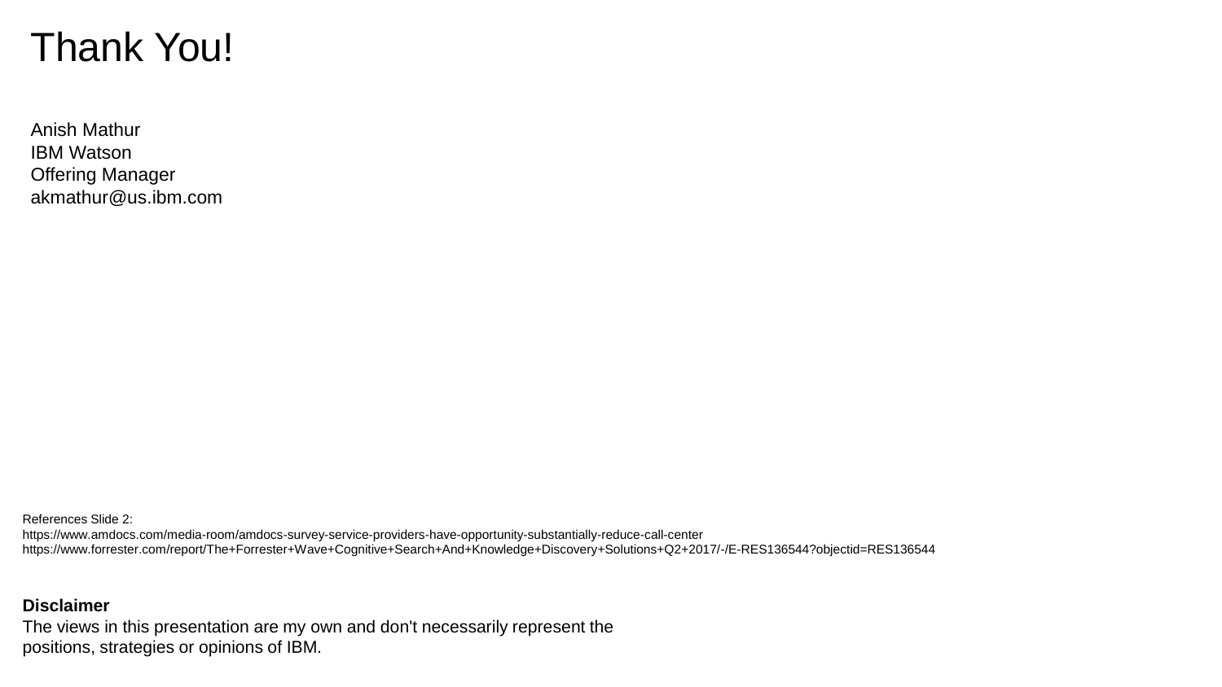# Thank You!

Anish Mathur
IBM Watson
Offering Manager
akmathur@us.ibm.com

References Slide 2:
https://www.amdocs.com/media-room/amdocs-survey-service-providers-have-opportunity-substantially-reduce-call-center
https://www.forrester.com/report/The+Forrester+Wave+Cognitive+Search+And+Knowledge+Discovery+Solutions+Q2+2017/-/E-RES136544?objectid=RES136544

**Disclaimer**
The views in this presentation are my own and don't necessarily represent the positions, strategies or opinions of IBM.